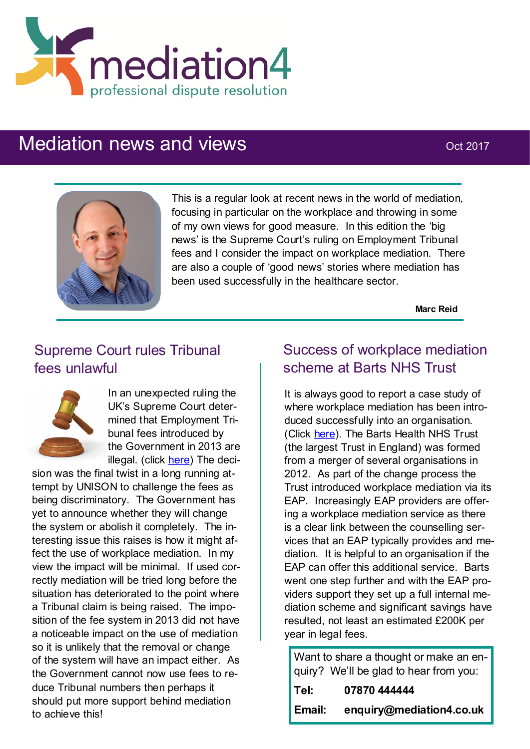# mediation4

professional dispute resolution

## Mediation news and views

Oct 2017

This is a regular look at recent news in the world of mediation, focusing in particular on the workplace and throwing in some of my own views for good measure. In this edition the 'big news' is the Supreme Court's ruling on Employment Tribunal fees and I consider the impact on workplace mediation. There are also a couple of 'good news' stories where mediation has been used successfully in the healthcare sector.

**Marc Reid**

### Supreme Court rules Tribunal fees unlawful

In an unexpected ruling the UK's Supreme Court determined that Employment Tribunal fees introduced by the Government in 2013 are illegal. (click here) The decision was the final twist in a long running attempt by UNISON to challenge the fees as being discriminatory. The Government has yet to announce whether they will change the system or abolish it completely. The interesting issue this raises is how it might affect the use of workplace mediation. In my view the impact will be minimal. If used correctly mediation will be tried long before the situation has deteriorated to the point where a Tribunal claim is being raised. The imposition of the fee system in 2013 did not have a noticeable impact on the use of mediation so it is unlikely that the removal or change of the system will have an impact either. As the Government cannot now use fees to reduce Tribunal numbers then perhaps it should put more support behind mediation to achieve this!

### Success of workplace mediation scheme at Barts NHS Trust

It is always good to report a case study of where workplace mediation has been introduced successfully into an organisation. (Click here). The Barts Health NHS Trust (the largest Trust in England) was formed from a merger of several organisations in 2012. As part of the change process the Trust introduced workplace mediation via its EAP. Increasingly EAP providers are offering a workplace mediation service as there is a clear link between the counselling services that an EAP typically provides and mediation. It is helpful to an organisation if the EAP can offer this additional service. Barts went one step further and with the EAP providers support they set up a full internal mediation scheme and significant savings have resulted, not least an estimated £200K per year in legal fees.

Want to share a thought or make an enquiry? We'll be glad to hear from you:

**Tel:** **07870 444444**

**Email:** **enquiry@mediation4.co.uk**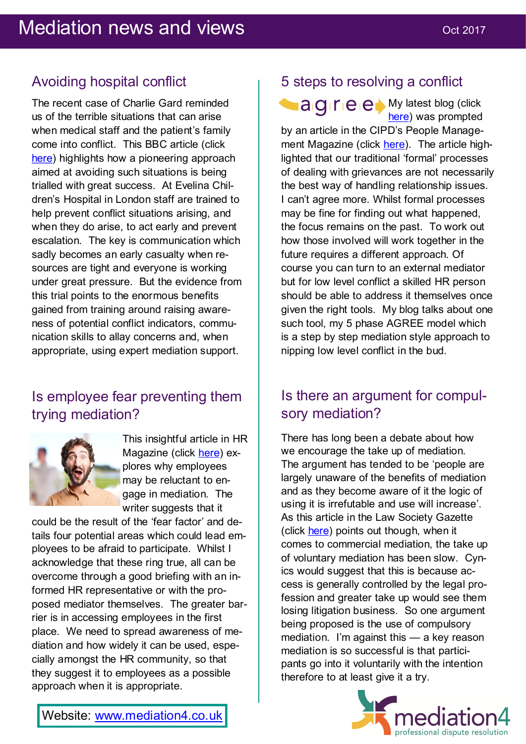# Mediation news and views

Oct 2017

## Avoiding hospital conflict

The recent case of Charlie Gard reminded us of the terrible situations that can arise when medical staff and the patient's family come into conflict. This BBC article (click here) highlights how a pioneering approach aimed at avoiding such situations is being trialled with great success. At Evelina Children's Hospital in London staff are trained to help prevent conflict situations arising, and when they do arise, to act early and prevent escalation. The key is communication which sadly becomes an early casualty when resources are tight and everyone is working under great pressure. But the evidence from this trial points to the enormous benefits gained from training around raising awareness of potential conflict indicators, communication skills to allay concerns and, when appropriate, using expert mediation support.

## Is employee fear preventing them trying mediation?

This insightful article in HR Magazine (click here) explores why employees may be reluctant to engage in mediation. The writer suggests that it could be the result of the 'fear factor' and details four potential areas which could lead employees to be afraid to participate. Whilst I acknowledge that these ring true, all can be overcome through a good briefing with an informed HR representative or with the proposed mediator themselves. The greater barrier is in accessing employees in the first place. We need to spread awareness of mediation and how widely it can be used, especially amongst the HR community, so that they suggest it to employees as a possible approach when it is appropriate.

Website: [www.mediation4.co.uk](http://www.mediation4.co.uk)

## 5 steps to resolving a conflict

agree

My latest blog (click here) was prompted by an article in the CIPD's People Management Magazine (click here). The article highlighted that our traditional 'formal' processes of dealing with grievances are not necessarily the best way of handling relationship issues. I can't agree more. Whilst formal processes may be fine for finding out what happened, the focus remains on the past. To work out how those involved will work together in the future requires a different approach. Of course you can turn to an external mediator but for low level conflict a skilled HR person should be able to address it themselves once given the right tools. My blog talks about one such tool, my 5 phase AGREE model which is a step by step mediation style approach to nipping low level conflict in the bud.

## Is there an argument for compulsory mediation?

There has long been a debate about how we encourage the take up of mediation. The argument has tended to be 'people are largely unaware of the benefits of mediation and as they become aware of it the logic of using it is irrefutable and use will increase'. As this article in the Law Society Gazette (click here) points out though, when it comes to commercial mediation, the take up of voluntary mediation has been slow. Cynics would suggest that this is because access is generally controlled by the legal profession and greater take up would see them losing litigation business. So one argument being proposed is the use of compulsory mediation. I'm against this — a key reason mediation is so successful is that participants go into it voluntarily with the intention therefore to at least give it a try.

mediation4
professional dispute resolution